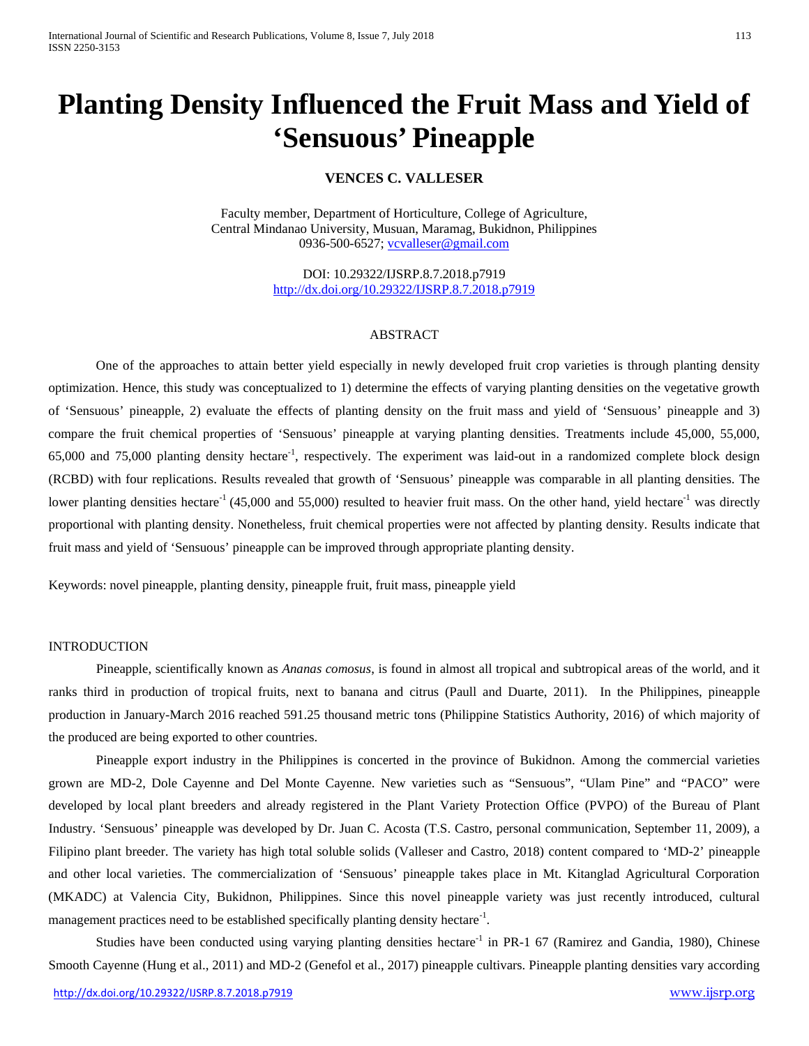# Planting Density Influenced the Fruit Mass and Yield of 'Sensuous' Pineapple

**VENCES C. VALLESER**

Faculty member, Department of Horticulture, College of Agriculture,
Central Mindanao University, Musuan, Maramag, Bukidnon, Philippines
0936-500-6527; vcvalleser@gmail.com

DOI: 10.29322/IJSRP.8.7.2018.p7919
http://dx.doi.org/10.29322/IJSRP.8.7.2018.p7919

## ABSTRACT

One of the approaches to attain better yield especially in newly developed fruit crop varieties is through planting density optimization. Hence, this study was conceptualized to 1) determine the effects of varying planting densities on the vegetative growth of 'Sensuous' pineapple, 2) evaluate the effects of planting density on the fruit mass and yield of 'Sensuous' pineapple and 3) compare the fruit chemical properties of 'Sensuous' pineapple at varying planting densities. Treatments include 45,000, 55,000, 65,000 and 75,000 planting density hectare$^{-1}$, respectively. The experiment was laid-out in a randomized complete block design (RCBD) with four replications. Results revealed that growth of 'Sensuous' pineapple was comparable in all planting densities. The lower planting densities hectare$^{-1}$ (45,000 and 55,000) resulted to heavier fruit mass. On the other hand, yield hectare$^{-1}$ was directly proportional with planting density. Nonetheless, fruit chemical properties were not affected by planting density. Results indicate that fruit mass and yield of 'Sensuous' pineapple can be improved through appropriate planting density.

Keywords: novel pineapple, planting density, pineapple fruit, fruit mass, pineapple yield

## INTRODUCTION

Pineapple, scientifically known as *Ananas comosus*, is found in almost all tropical and subtropical areas of the world, and it ranks third in production of tropical fruits, next to banana and citrus (Paull and Duarte, 2011). In the Philippines, pineapple production in January-March 2016 reached 591.25 thousand metric tons (Philippine Statistics Authority, 2016) of which majority of the produced are being exported to other countries.

Pineapple export industry in the Philippines is concerted in the province of Bukidnon. Among the commercial varieties grown are MD-2, Dole Cayenne and Del Monte Cayenne. New varieties such as "Sensuous", "Ulam Pine" and "PACO" were developed by local plant breeders and already registered in the Plant Variety Protection Office (PVPO) of the Bureau of Plant Industry. 'Sensuous' pineapple was developed by Dr. Juan C. Acosta (T.S. Castro, personal communication, September 11, 2009), a Filipino plant breeder. The variety has high total soluble solids (Valleser and Castro, 2018) content compared to 'MD-2' pineapple and other local varieties. The commercialization of 'Sensuous' pineapple takes place in Mt. Kitanglad Agricultural Corporation (MKADC) at Valencia City, Bukidnon, Philippines. Since this novel pineapple variety was just recently introduced, cultural management practices need to be established specifically planting density hectare$^{-1}$.

Studies have been conducted using varying planting densities hectare$^{-1}$ in PR-1 67 (Ramirez and Gandia, 1980), Chinese Smooth Cayenne (Hung et al., 2011) and MD-2 (Genefol et al., 2017) pineapple cultivars. Pineapple planting densities vary according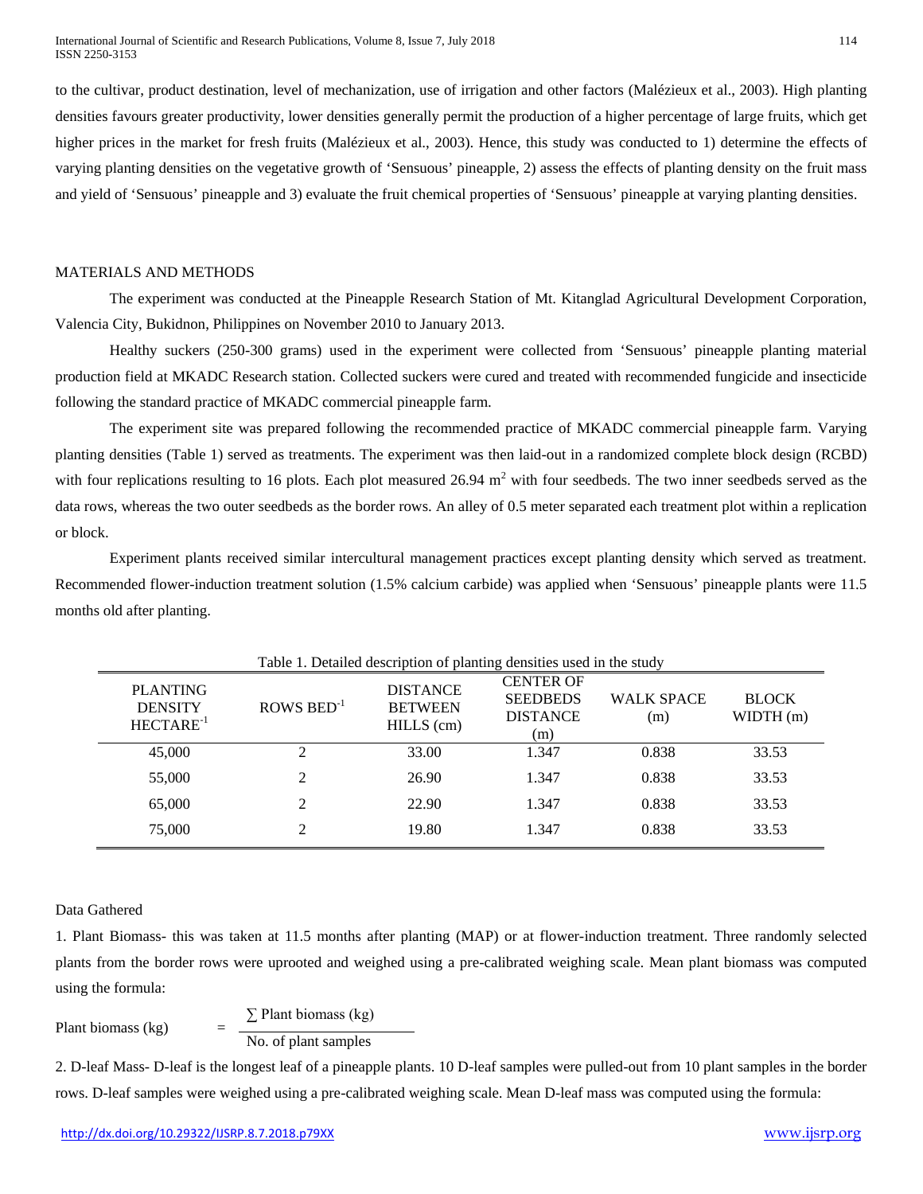to the cultivar, product destination, level of mechanization, use of irrigation and other factors (Malézieux et al., 2003). High planting densities favours greater productivity, lower densities generally permit the production of a higher percentage of large fruits, which get higher prices in the market for fresh fruits (Malézieux et al., 2003). Hence, this study was conducted to 1) determine the effects of varying planting densities on the vegetative growth of 'Sensuous' pineapple, 2) assess the effects of planting density on the fruit mass and yield of 'Sensuous' pineapple and 3) evaluate the fruit chemical properties of 'Sensuous' pineapple at varying planting densities.

## MATERIALS AND METHODS

The experiment was conducted at the Pineapple Research Station of Mt. Kitanglad Agricultural Development Corporation, Valencia City, Bukidnon, Philippines on November 2010 to January 2013.

Healthy suckers (250-300 grams) used in the experiment were collected from 'Sensuous' pineapple planting material production field at MKADC Research station. Collected suckers were cured and treated with recommended fungicide and insecticide following the standard practice of MKADC commercial pineapple farm.

The experiment site was prepared following the recommended practice of MKADC commercial pineapple farm. Varying planting densities (Table 1) served as treatments. The experiment was then laid-out in a randomized complete block design (RCBD) with four replications resulting to 16 plots. Each plot measured 26.94 $m^2$ with four seedbeds. The two inner seedbeds served as the data rows, whereas the two outer seedbeds as the border rows. An alley of 0.5 meter separated each treatment plot within a replication or block.

Experiment plants received similar intercultural management practices except planting density which served as treatment. Recommended flower-induction treatment solution (1.5% calcium carbide) was applied when 'Sensuous' pineapple plants were 11.5 months old after planting.

Table 1. Detailed description of planting densities used in the study

| PLANTING DENSITY HECTARE$^{-1}$ | ROWS BED$^{-1}$ | DISTANCE BETWEEN HILLS (cm) | CENTER OF SEEDBEDS DISTANCE (m) | WALK SPACE (m) | BLOCK WIDTH (m) |
|---|---|---|---|---|---|
| 45,000 | 2 | 33.00 | 1.347 | 0.838 | 33.53 |
| 55,000 | 2 | 26.90 | 1.347 | 0.838 | 33.53 |
| 65,000 | 2 | 22.90 | 1.347 | 0.838 | 33.53 |
| 75,000 | 2 | 19.80 | 1.347 | 0.838 | 33.53 |

### Data Gathered

1. Plant Biomass- this was taken at 11.5 months after planting (MAP) or at flower-induction treatment. Three randomly selected plants from the border rows were uprooted and weighed using a pre-calibrated weighing scale. Mean plant biomass was computed using the formula:

$$\text{Plant biomass (kg)} = \frac{\sum \text{Plant biomass (kg)}}{\text{No. of plant samples}}$$

2. D-leaf Mass- D-leaf is the longest leaf of a pineapple plants. 10 D-leaf samples were pulled-out from 10 plant samples in the border rows. D-leaf samples were weighed using a pre-calibrated weighing scale. Mean D-leaf mass was computed using the formula: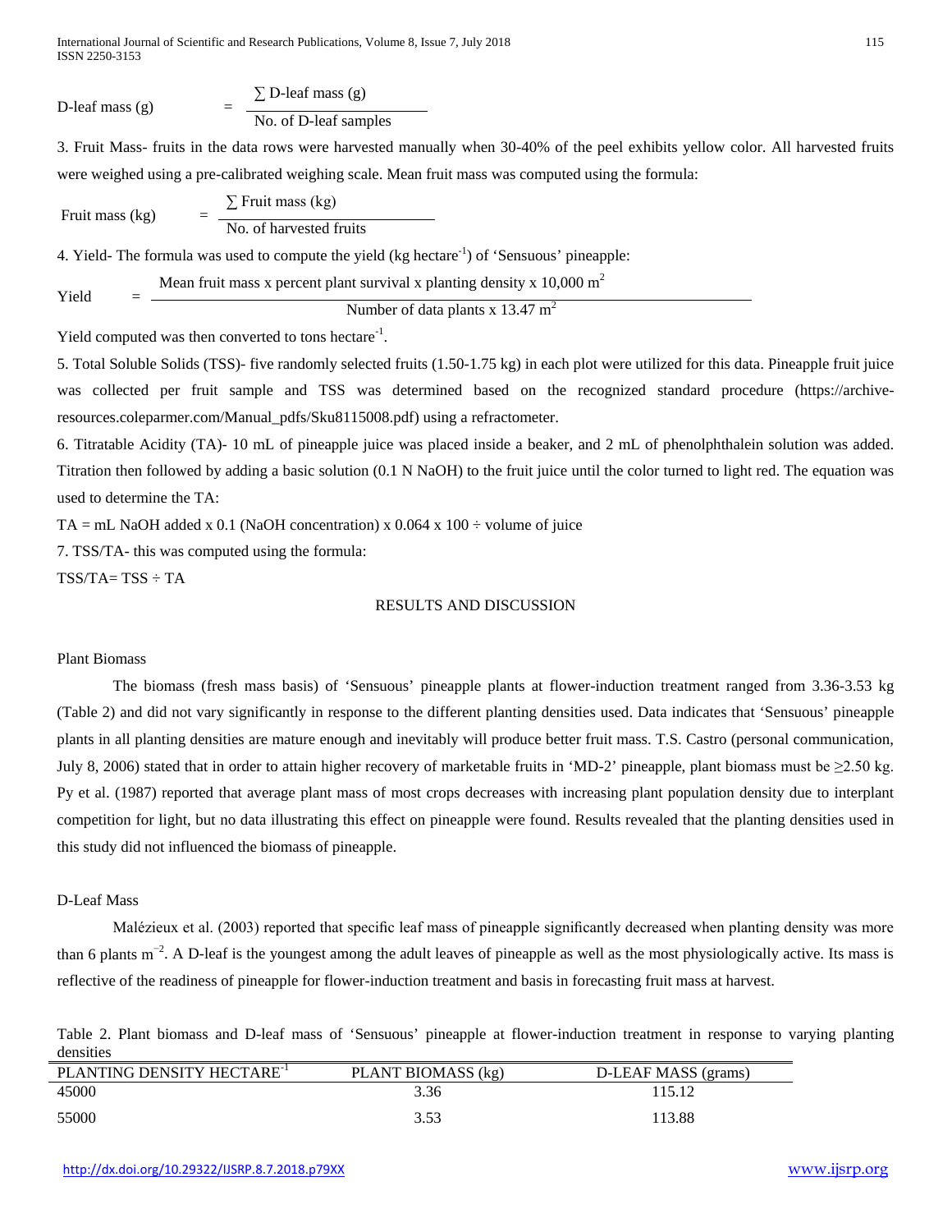$$\text{D-leaf mass (g)} = \frac{\sum \text{D-leaf mass (g)}}{\text{No. of D-leaf samples}}$$

3. Fruit Mass- fruits in the data rows were harvested manually when 30-40% of the peel exhibits yellow color. All harvested fruits were weighed using a pre-calibrated weighing scale. Mean fruit mass was computed using the formula:

$$\text{Fruit mass (kg)} = \frac{\sum \text{Fruit mass (kg)}}{\text{No. of harvested fruits}}$$

4. Yield- The formula was used to compute the yield (kg hectare$^{-1}$) of 'Sensuous' pineapple:

$$\text{Yield} = \frac{\text{Mean fruit mass x percent plant survival x planting density x 10,000 m}^2}{\text{Number of data plants x 13.47 m}^2}$$

Yield computed was then converted to tons hectare$^{-1}$.

5. Total Soluble Solids (TSS)- five randomly selected fruits (1.50-1.75 kg) in each plot were utilized for this data. Pineapple fruit juice was collected per fruit sample and TSS was determined based on the recognized standard procedure (https://archive-resources.coleparmer.com/Manual_pdfs/Sku8115008.pdf) using a refractometer.

6. Titratable Acidity (TA)- 10 mL of pineapple juice was placed inside a beaker, and 2 mL of phenolphthalein solution was added. Titration then followed by adding a basic solution (0.1 N NaOH) to the fruit juice until the color turned to light red. The equation was used to determine the TA:

TA = mL NaOH added x 0.1 (NaOH concentration) x 0.064 x 100 ÷ volume of juice

7. TSS/TA- this was computed using the formula:

TSS/TA= TSS ÷ TA

## RESULTS AND DISCUSSION

### Plant Biomass

The biomass (fresh mass basis) of 'Sensuous' pineapple plants at flower-induction treatment ranged from 3.36-3.53 kg (Table 2) and did not vary significantly in response to the different planting densities used. Data indicates that 'Sensuous' pineapple plants in all planting densities are mature enough and inevitably will produce better fruit mass. T.S. Castro (personal communication, July 8, 2006) stated that in order to attain higher recovery of marketable fruits in 'MD-2' pineapple, plant biomass must be ≥2.50 kg. Py et al. (1987) reported that average plant mass of most crops decreases with increasing plant population density due to interplant competition for light, but no data illustrating this effect on pineapple were found. Results revealed that the planting densities used in this study did not influenced the biomass of pineapple.

### D-Leaf Mass

Malézieux et al. (2003) reported that specific leaf mass of pineapple significantly decreased when planting density was more than 6 plants m$^{-2}$. A D-leaf is the youngest among the adult leaves of pineapple as well as the most physiologically active. Its mass is reflective of the readiness of pineapple for flower-induction treatment and basis in forecasting fruit mass at harvest.

Table 2. Plant biomass and D-leaf mass of 'Sensuous' pineapple at flower-induction treatment in response to varying planting densities

| PLANTING DENSITY HECTARE$^{-1}$ | PLANT BIOMASS (kg) | D-LEAF MASS (grams) |
|---|---|---|
| 45000 | 3.36 | 115.12 |
| 55000 | 3.53 | 113.88 |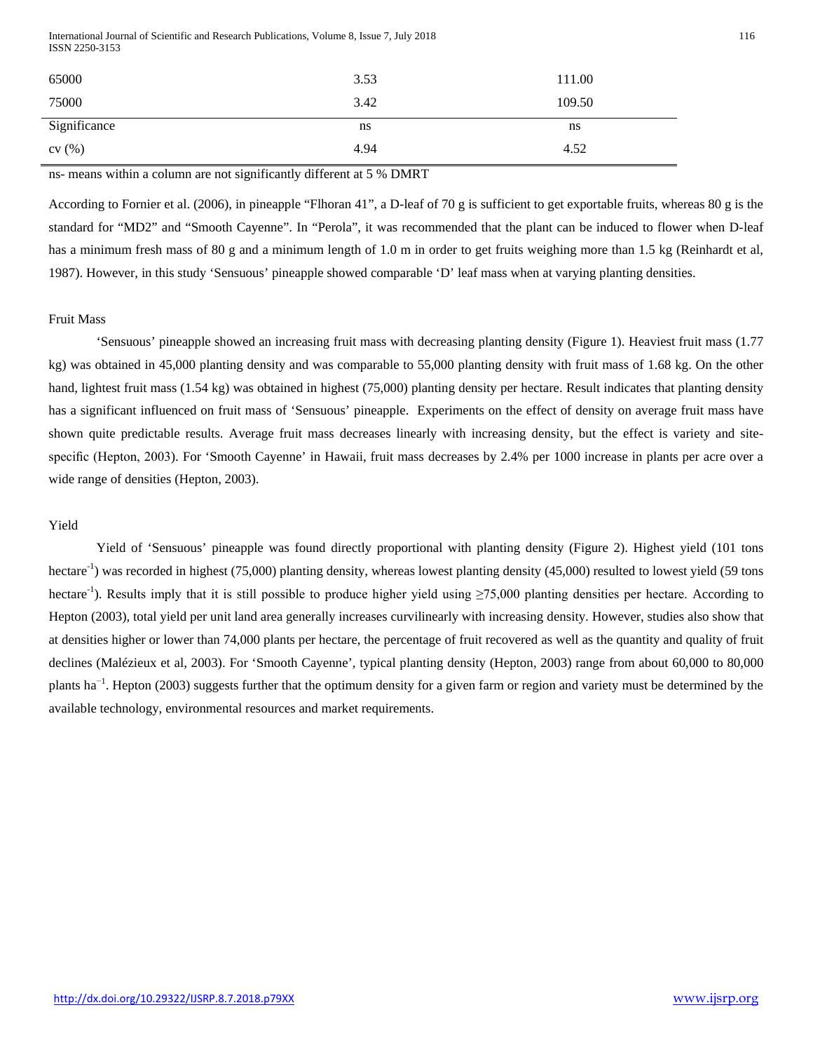| | | |
|---|---|---|
| 65000 | 3.53 | 111.00 |
| 75000 | 3.42 | 109.50 |
| Significance | ns | ns |
| cv (%) | 4.94 | 4.52 |

ns- means within a column are not significantly different at 5 % DMRT

According to Fornier et al. (2006), in pineapple "Flhoran 41", a D-leaf of 70 g is sufficient to get exportable fruits, whereas 80 g is the standard for "MD2" and "Smooth Cayenne". In "Perola", it was recommended that the plant can be induced to flower when D-leaf has a minimum fresh mass of 80 g and a minimum length of 1.0 m in order to get fruits weighing more than 1.5 kg (Reinhardt et al, 1987). However, in this study 'Sensuous' pineapple showed comparable 'D' leaf mass when at varying planting densities.

### Fruit Mass

'Sensuous' pineapple showed an increasing fruit mass with decreasing planting density (Figure 1). Heaviest fruit mass (1.77 kg) was obtained in 45,000 planting density and was comparable to 55,000 planting density with fruit mass of 1.68 kg. On the other hand, lightest fruit mass (1.54 kg) was obtained in highest (75,000) planting density per hectare. Result indicates that planting density has a significant influenced on fruit mass of 'Sensuous' pineapple. Experiments on the effect of density on average fruit mass have shown quite predictable results. Average fruit mass decreases linearly with increasing density, but the effect is variety and site-specific (Hepton, 2003). For 'Smooth Cayenne' in Hawaii, fruit mass decreases by 2.4% per 1000 increase in plants per acre over a wide range of densities (Hepton, 2003).

### Yield

Yield of 'Sensuous' pineapple was found directly proportional with planting density (Figure 2). Highest yield (101 tons hectare$^{-1}$) was recorded in highest (75,000) planting density, whereas lowest planting density (45,000) resulted to lowest yield (59 tons hectare$^{-1}$). Results imply that it is still possible to produce higher yield using ≥75,000 planting densities per hectare. According to Hepton (2003), total yield per unit land area generally increases curvilinearly with increasing density. However, studies also show that at densities higher or lower than 74,000 plants per hectare, the percentage of fruit recovered as well as the quantity and quality of fruit declines (Malézieux et al, 2003). For 'Smooth Cayenne', typical planting density (Hepton, 2003) range from about 60,000 to 80,000 plants ha$^{-1}$. Hepton (2003) suggests further that the optimum density for a given farm or region and variety must be determined by the available technology, environmental resources and market requirements.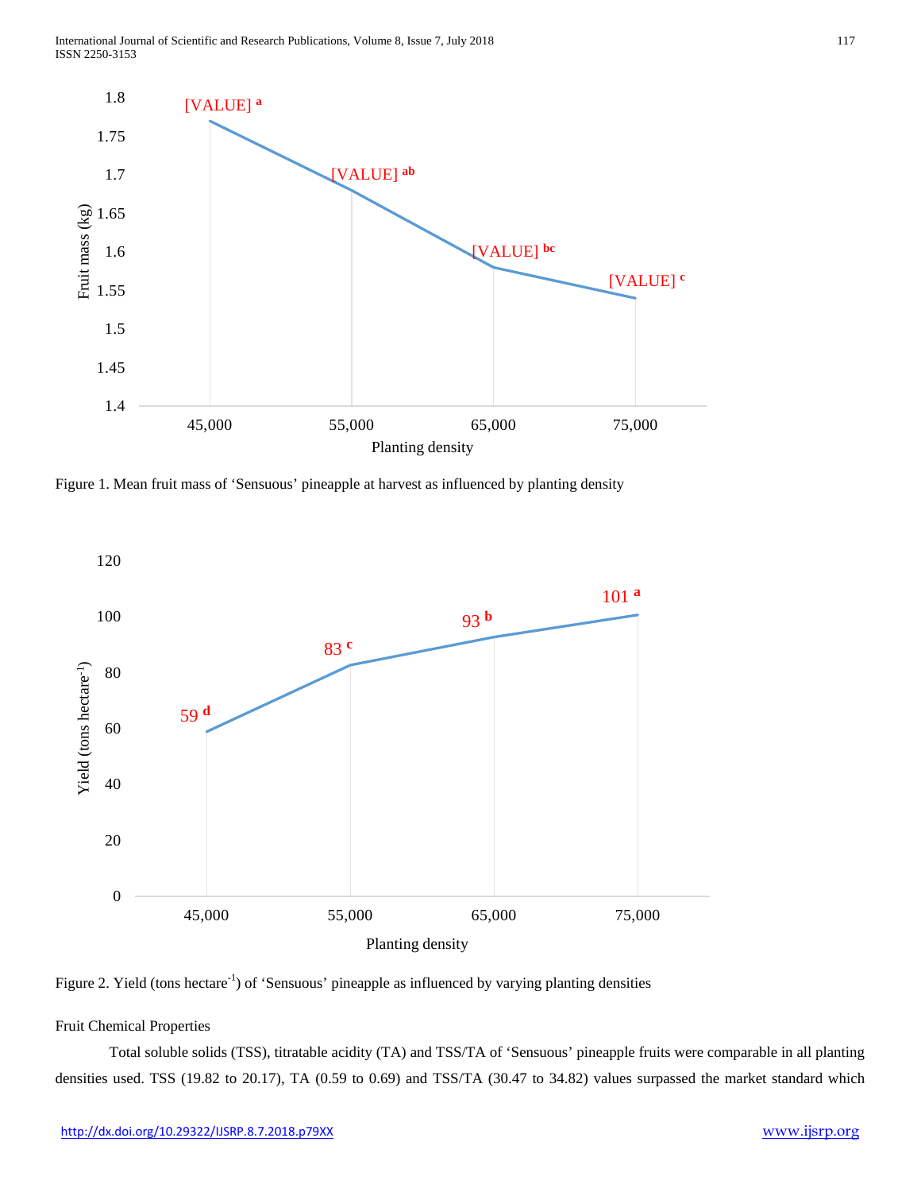Figure 1. Mean fruit mass of 'Sensuous' pineapple at harvest as influenced by planting density

Figure 2. Yield (tons hectare$^{-1}$) of 'Sensuous' pineapple as influenced by varying planting densities

Fruit Chemical Properties

Total soluble solids (TSS), titratable acidity (TA) and TSS/TA of 'Sensuous' pineapple fruits were comparable in all planting densities used. TSS (19.82 to 20.17), TA (0.59 to 0.69) and TSS/TA (30.47 to 34.82) values surpassed the market standard which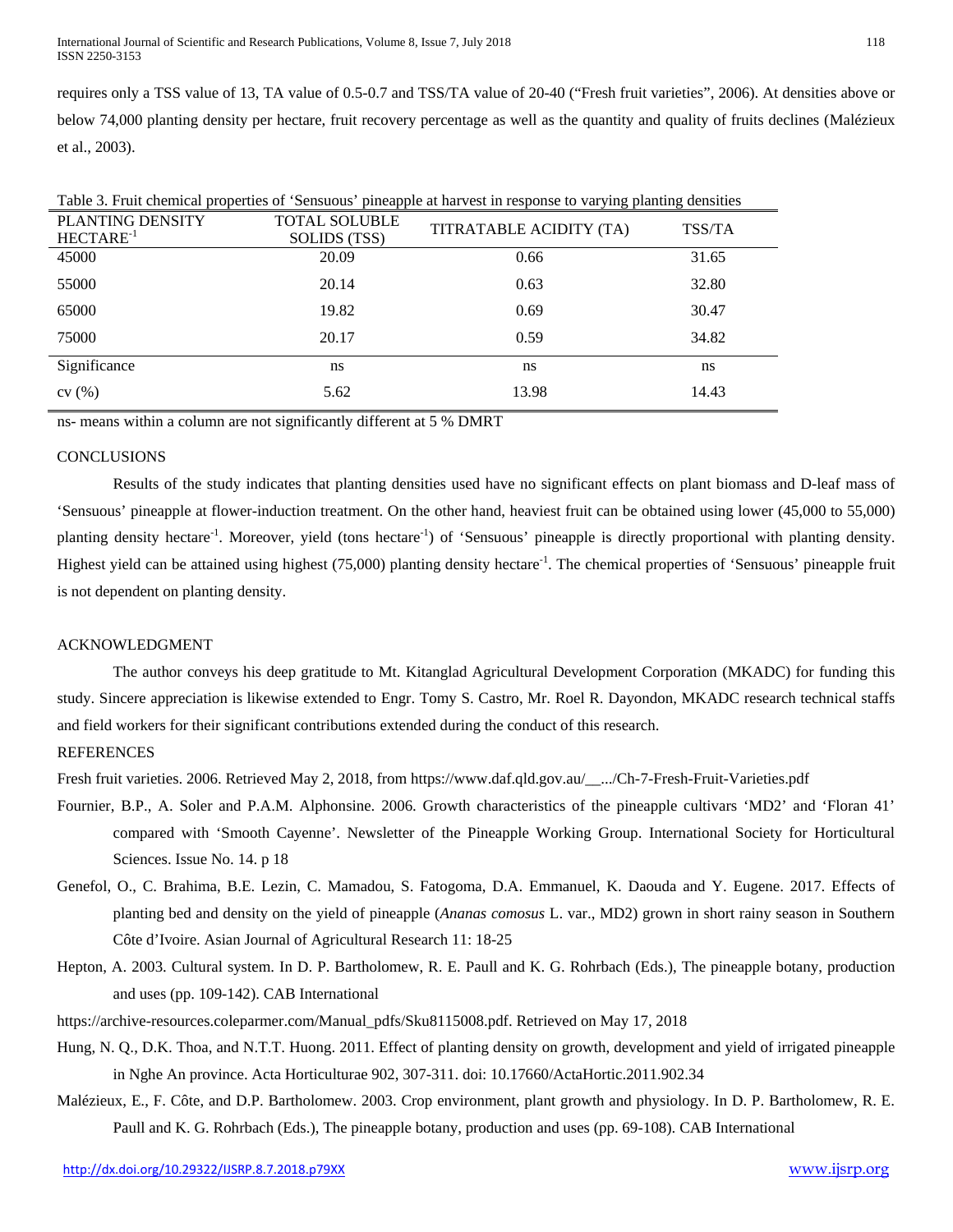requires only a TSS value of 13, TA value of 0.5-0.7 and TSS/TA value of 20-40 ("Fresh fruit varieties", 2006). At densities above or below 74,000 planting density per hectare, fruit recovery percentage as well as the quantity and quality of fruits declines (Malézieux et al., 2003).

Table 3. Fruit chemical properties of 'Sensuous' pineapple at harvest in response to varying planting densities

| PLANTING DENSITY HECTARE$^{-1}$ | TOTAL SOLUBLE SOLIDS (TSS) | TITRATABLE ACIDITY (TA) | TSS/TA |
|---|---|---|---|
| 45000 | 20.09 | 0.66 | 31.65 |
| 55000 | 20.14 | 0.63 | 32.80 |
| 65000 | 19.82 | 0.69 | 30.47 |
| 75000 | 20.17 | 0.59 | 34.82 |
| Significance | ns | ns | ns |
| cv (%) | 5.62 | 13.98 | 14.43 |

ns- means within a column are not significantly different at 5 % DMRT

## CONCLUSIONS

Results of the study indicates that planting densities used have no significant effects on plant biomass and D-leaf mass of 'Sensuous' pineapple at flower-induction treatment. On the other hand, heaviest fruit can be obtained using lower (45,000 to 55,000) planting density hectare$^{-1}$. Moreover, yield (tons hectare$^{-1}$) of 'Sensuous' pineapple is directly proportional with planting density. Highest yield can be attained using highest (75,000) planting density hectare$^{-1}$. The chemical properties of 'Sensuous' pineapple fruit is not dependent on planting density.

## ACKNOWLEDGMENT

The author conveys his deep gratitude to Mt. Kitanglad Agricultural Development Corporation (MKADC) for funding this study. Sincere appreciation is likewise extended to Engr. Tomy S. Castro, Mr. Roel R. Dayondon, MKADC research technical staffs and field workers for their significant contributions extended during the conduct of this research.

## REFERENCES

Fresh fruit varieties. 2006. Retrieved May 2, 2018, from https://www.daf.qld.gov.au/__.../Ch-7-Fresh-Fruit-Varieties.pdf

Fournier, B.P., A. Soler and P.A.M. Alphonsine. 2006. Growth characteristics of the pineapple cultivars 'MD2' and 'Floran 41' compared with 'Smooth Cayenne'. Newsletter of the Pineapple Working Group. International Society for Horticultural Sciences. Issue No. 14. p 18

Genefol, O., C. Brahima, B.E. Lezin, C. Mamadou, S. Fatogoma, D.A. Emmanuel, K. Daouda and Y. Eugene. 2017. Effects of planting bed and density on the yield of pineapple (*Ananas comosus* L. var., MD2) grown in short rainy season in Southern Côte d'Ivoire. Asian Journal of Agricultural Research 11: 18-25

Hepton, A. 2003. Cultural system. In D. P. Bartholomew, R. E. Paull and K. G. Rohrbach (Eds.), The pineapple botany, production and uses (pp. 109-142). CAB International

https://archive-resources.coleparmer.com/Manual_pdfs/Sku8115008.pdf. Retrieved on May 17, 2018

Hung, N. Q., D.K. Thoa, and N.T.T. Huong. 2011. Effect of planting density on growth, development and yield of irrigated pineapple in Nghe An province. Acta Horticulturae 902, 307-311. doi: 10.17660/ActaHortic.2011.902.34

Malézieux, E., F. Côte, and D.P. Bartholomew. 2003. Crop environment, plant growth and physiology. In D. P. Bartholomew, R. E. Paull and K. G. Rohrbach (Eds.), The pineapple botany, production and uses (pp. 69-108). CAB International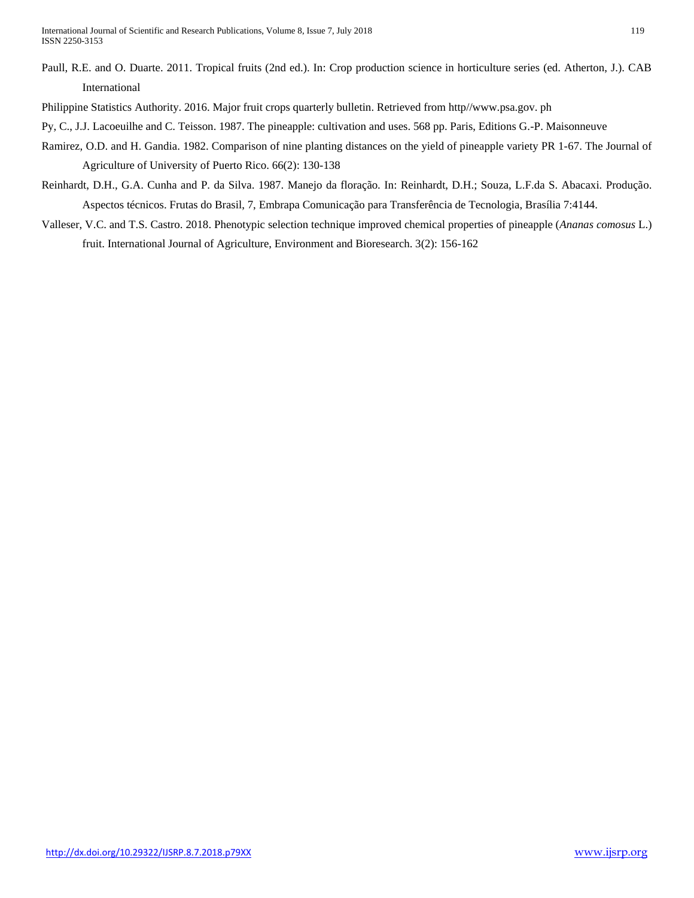Paull, R.E. and O. Duarte. 2011. Tropical fruits (2nd ed.). In: Crop production science in horticulture series (ed. Atherton, J.). CAB International

Philippine Statistics Authority. 2016. Major fruit crops quarterly bulletin. Retrieved from http//www.psa.gov. ph

Py, C., J.J. Lacoeuilhe and C. Teisson. 1987. The pineapple: cultivation and uses. 568 pp. Paris, Editions G.-P. Maisonneuve

Ramirez, O.D. and H. Gandia. 1982. Comparison of nine planting distances on the yield of pineapple variety PR 1-67. The Journal of Agriculture of University of Puerto Rico. 66(2): 130-138

Reinhardt, D.H., G.A. Cunha and P. da Silva. 1987. Manejo da floração. In: Reinhardt, D.H.; Souza, L.F.da S. Abacaxi. Produção. Aspectos técnicos. Frutas do Brasil, 7, Embrapa Comunicação para Transferência de Tecnologia, Brasília 7:4144.

Valleser, V.C. and T.S. Castro. 2018. Phenotypic selection technique improved chemical properties of pineapple (*Ananas comosus* L.) fruit. International Journal of Agriculture, Environment and Bioresearch. 3(2): 156-162